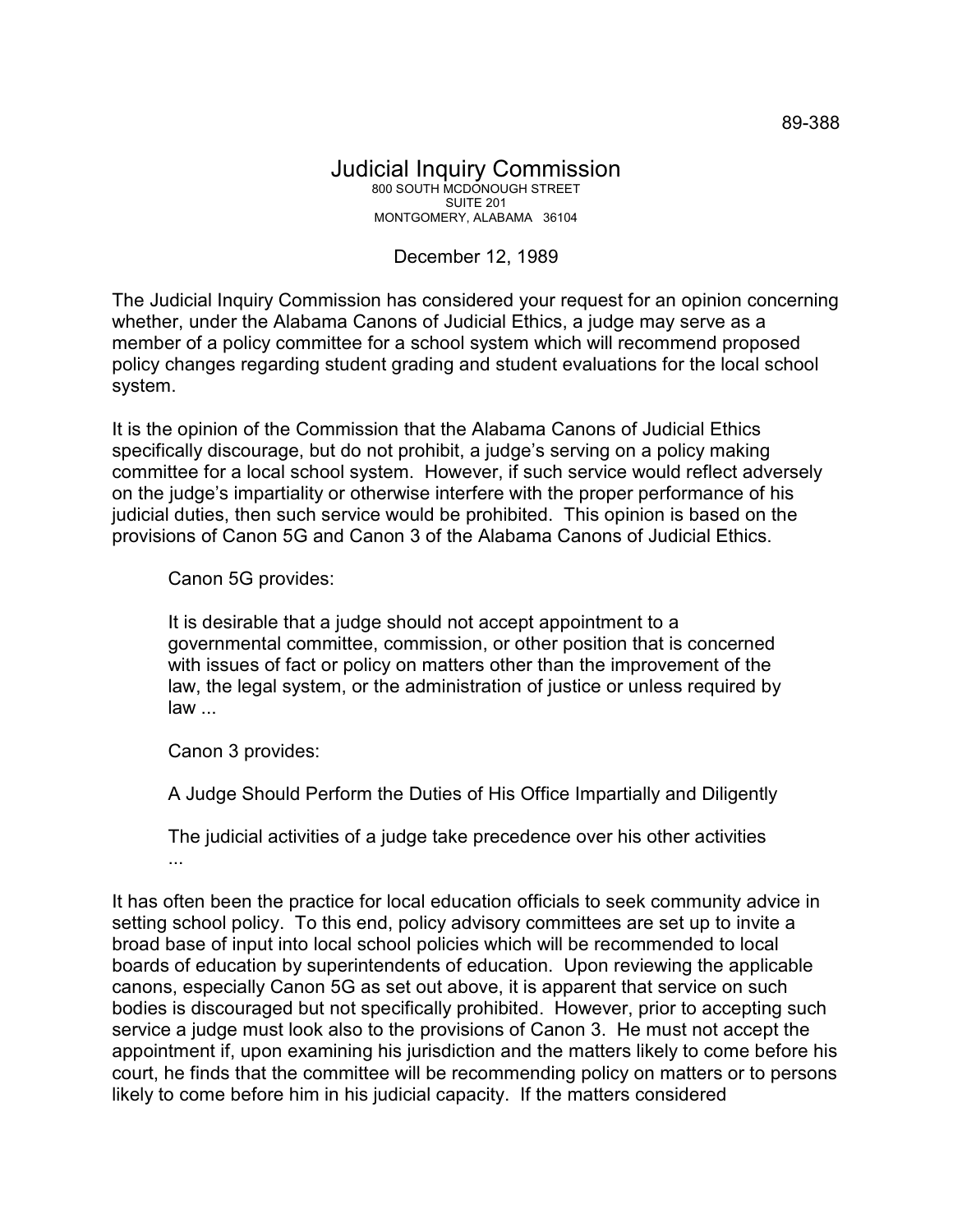89-388

# Judicial Inquiry Commission

800 SOUTH MCDONOUGH STREET
SUITE 201
MONTGOMERY, ALABAMA 36104

December 12, 1989

The Judicial Inquiry Commission has considered your request for an opinion concerning whether, under the Alabama Canons of Judicial Ethics, a judge may serve as a member of a policy committee for a school system which will recommend proposed policy changes regarding student grading and student evaluations for the local school system.

It is the opinion of the Commission that the Alabama Canons of Judicial Ethics specifically discourage, but do not prohibit, a judge's serving on a policy making committee for a local school system. However, if such service would reflect adversely on the judge's impartiality or otherwise interfere with the proper performance of his judicial duties, then such service would be prohibited. This opinion is based on the provisions of Canon 5G and Canon 3 of the Alabama Canons of Judicial Ethics.

> Canon 5G provides:
>
> It is desirable that a judge should not accept appointment to a governmental committee, commission, or other position that is concerned with issues of fact or policy on matters other than the improvement of the law, the legal system, or the administration of justice or unless required by law ...
>
> Canon 3 provides:
>
> A Judge Should Perform the Duties of His Office Impartially and Diligently
>
> The judicial activities of a judge take precedence over his other activities ...

It has often been the practice for local education officials to seek community advice in setting school policy. To this end, policy advisory committees are set up to invite a broad base of input into local school policies which will be recommended to local boards of education by superintendents of education. Upon reviewing the applicable canons, especially Canon 5G as set out above, it is apparent that service on such bodies is discouraged but not specifically prohibited. However, prior to accepting such service a judge must look also to the provisions of Canon 3. He must not accept the appointment if, upon examining his jurisdiction and the matters likely to come before his court, he finds that the committee will be recommending policy on matters or to persons likely to come before him in his judicial capacity. If the matters considered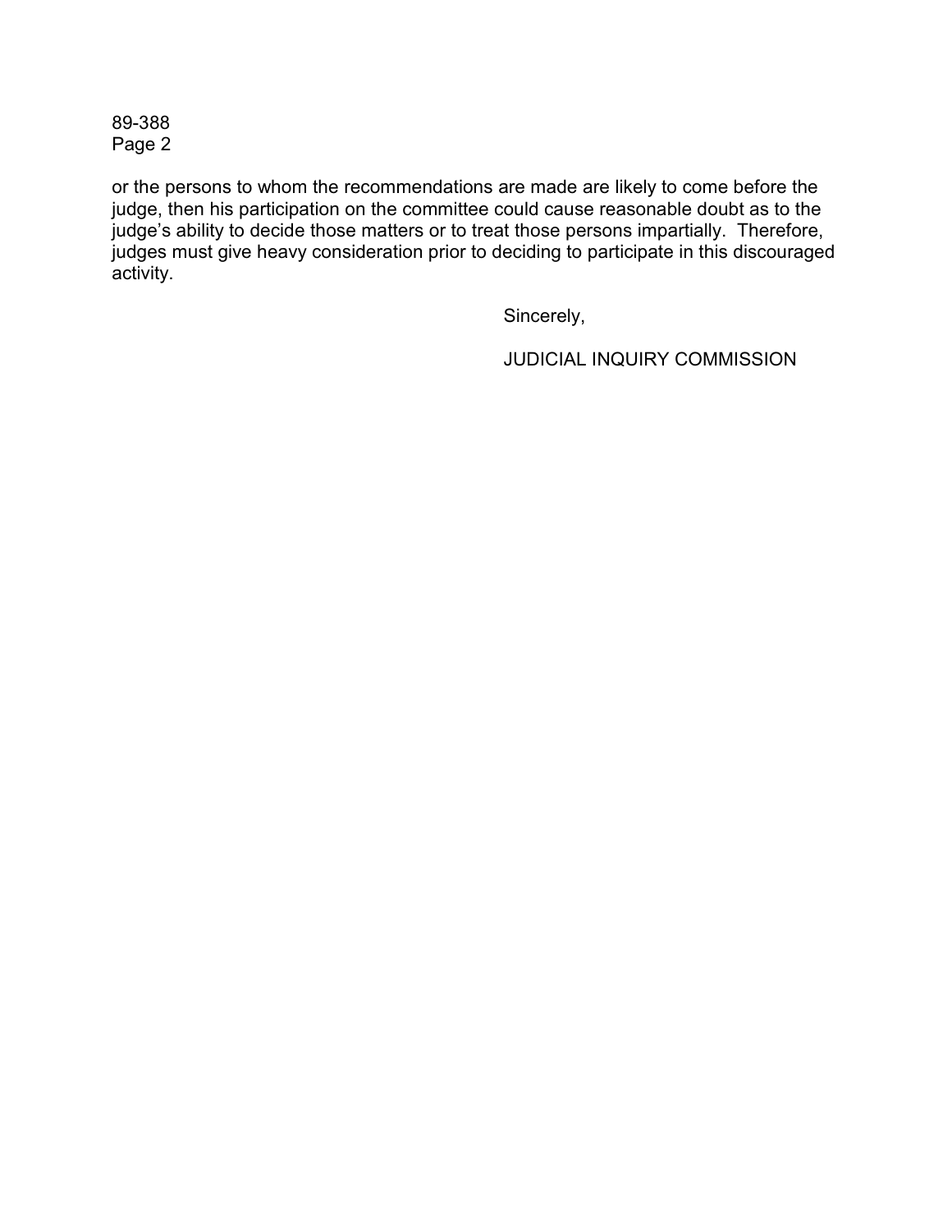or the persons to whom the recommendations are made are likely to come before the judge, then his participation on the committee could cause reasonable doubt as to the judge's ability to decide those matters or to treat those persons impartially. Therefore, judges must give heavy consideration prior to deciding to participate in this discouraged activity.

Sincerely,

JUDICIAL INQUIRY COMMISSION